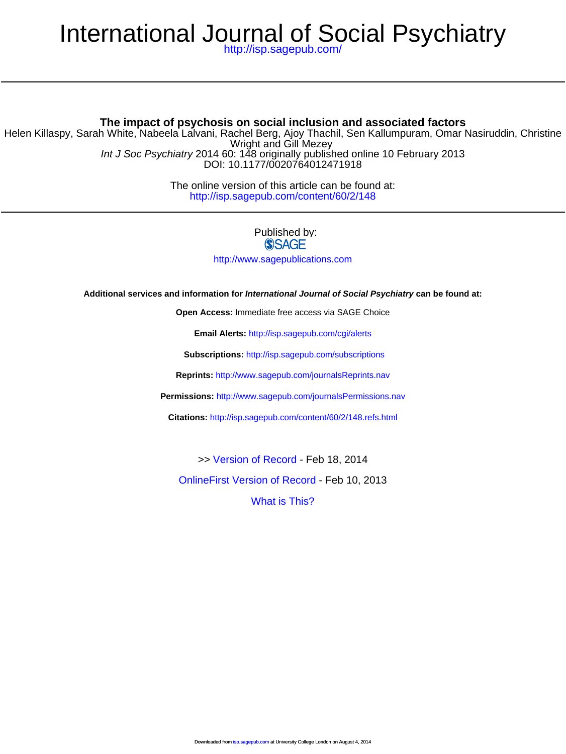# International Journal of Social Psychiatry

http://isp.sagepub.com/

## The impact of psychosis on social inclusion and associated factors

Helen Killaspy, Sarah White, Nabeela Lalvani, Rachel Berg, Ajoy Thachil, Sen Kallumpuram, Omar Nasiruddin, Christine Wright and Gill Mezey

*Int J Soc Psychiatry* 2014 60: 148 originally published online 10 February 2013
DOI: 10.1177/0020764012471918

The online version of this article can be found at:
http://isp.sagepub.com/content/60/2/148

Published by:
SAGE

http://www.sagepublications.com

**Additional services and information for *International Journal of Social Psychiatry* can be found at:**

**Open Access:** Immediate free access via SAGE Choice

**Email Alerts:** http://isp.sagepub.com/cgi/alerts

**Subscriptions:** http://isp.sagepub.com/subscriptions

**Reprints:** http://www.sagepub.com/journalsReprints.nav

**Permissions:** http://www.sagepub.com/journalsPermissions.nav

**Citations:** http://isp.sagepub.com/content/60/2/148.refs.html

>> Version of Record - Feb 18, 2014

OnlineFirst Version of Record - Feb 10, 2013

What is This?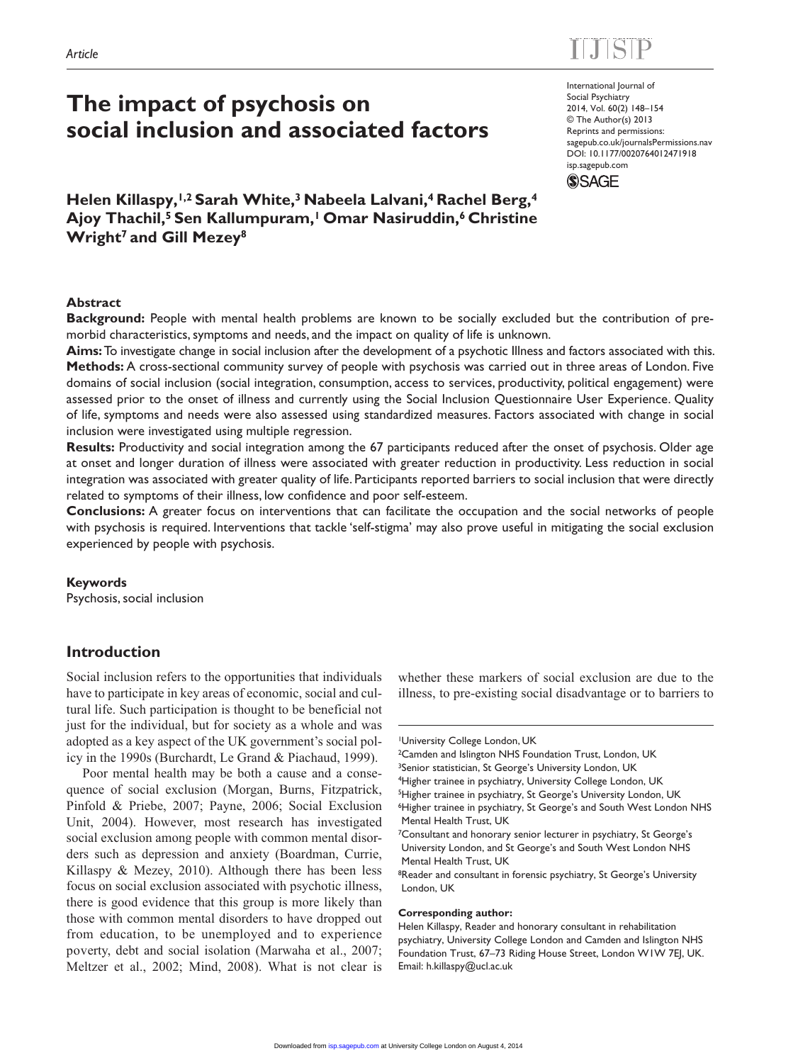# The impact of psychosis on social inclusion and associated factors

**Helen Killaspy,[1,2] Sarah White,[3] Nabeela Lalvani,[4] Rachel Berg,[4] Ajoy Thachil,[5] Sen Kallumpuram,[1] Omar Nasiruddin,[6] Christine Wright[7] and Gill Mezey[8]**

## Abstract

**Background:** People with mental health problems are known to be socially excluded but the contribution of pre-morbid characteristics, symptoms and needs, and the impact on quality of life is unknown.

**Aims:** To investigate change in social inclusion after the development of a psychotic Illness and factors associated with this.

**Methods:** A cross-sectional community survey of people with psychosis was carried out in three areas of London. Five domains of social inclusion (social integration, consumption, access to services, productivity, political engagement) were assessed prior to the onset of illness and currently using the Social Inclusion Questionnaire User Experience. Quality of life, symptoms and needs were also assessed using standardized measures. Factors associated with change in social inclusion were investigated using multiple regression.

**Results:** Productivity and social integration among the 67 participants reduced after the onset of psychosis. Older age at onset and longer duration of illness were associated with greater reduction in productivity. Less reduction in social integration was associated with greater quality of life. Participants reported barriers to social inclusion that were directly related to symptoms of their illness, low confidence and poor self-esteem.

**Conclusions:** A greater focus on interventions that can facilitate the occupation and the social networks of people with psychosis is required. Interventions that tackle 'self-stigma' may also prove useful in mitigating the social exclusion experienced by people with psychosis.

### Keywords

Psychosis, social inclusion

## Introduction

Social inclusion refers to the opportunities that individuals have to participate in key areas of economic, social and cultural life. Such participation is thought to be beneficial not just for the individual, but for society as a whole and was adopted as a key aspect of the UK government's social policy in the 1990s (Burchardt, Le Grand & Piachaud, 1999).

Poor mental health may be both a cause and a consequence of social exclusion (Morgan, Burns, Fitzpatrick, Pinfold & Priebe, 2007; Payne, 2006; Social Exclusion Unit, 2004). However, most research has investigated social exclusion among people with common mental disorders such as depression and anxiety (Boardman, Currie, Killaspy & Mezey, 2010). Although there has been less focus on social exclusion associated with psychotic illness, there is good evidence that this group is more likely than those with common mental disorders to have dropped out from education, to be unemployed and to experience poverty, debt and social isolation (Marwaha et al., 2007; Meltzer et al., 2002; Mind, 2008). What is not clear is whether these markers of social exclusion are due to the illness, to pre-existing social disadvantage or to barriers to

[1]University College London, UK
[2]Camden and Islington NHS Foundation Trust, London, UK
[3]Senior statistician, St George's University London, UK
[4]Higher trainee in psychiatry, University College London, UK
[5]Higher trainee in psychiatry, St George's University London, UK
[6]Higher trainee in psychiatry, St George's and South West London NHS Mental Health Trust, UK
[7]Consultant and honorary senior lecturer in psychiatry, St George's University London, and St George's and South West London NHS Mental Health Trust, UK
[8]Reader and consultant in forensic psychiatry, St George's University London, UK

**Corresponding author:**
Helen Killaspy, Reader and honorary consultant in rehabilitation psychiatry, University College London and Camden and Islington NHS Foundation Trust, 67–73 Riding House Street, London W1W 7EJ, UK.
Email: h.killaspy@ucl.ac.uk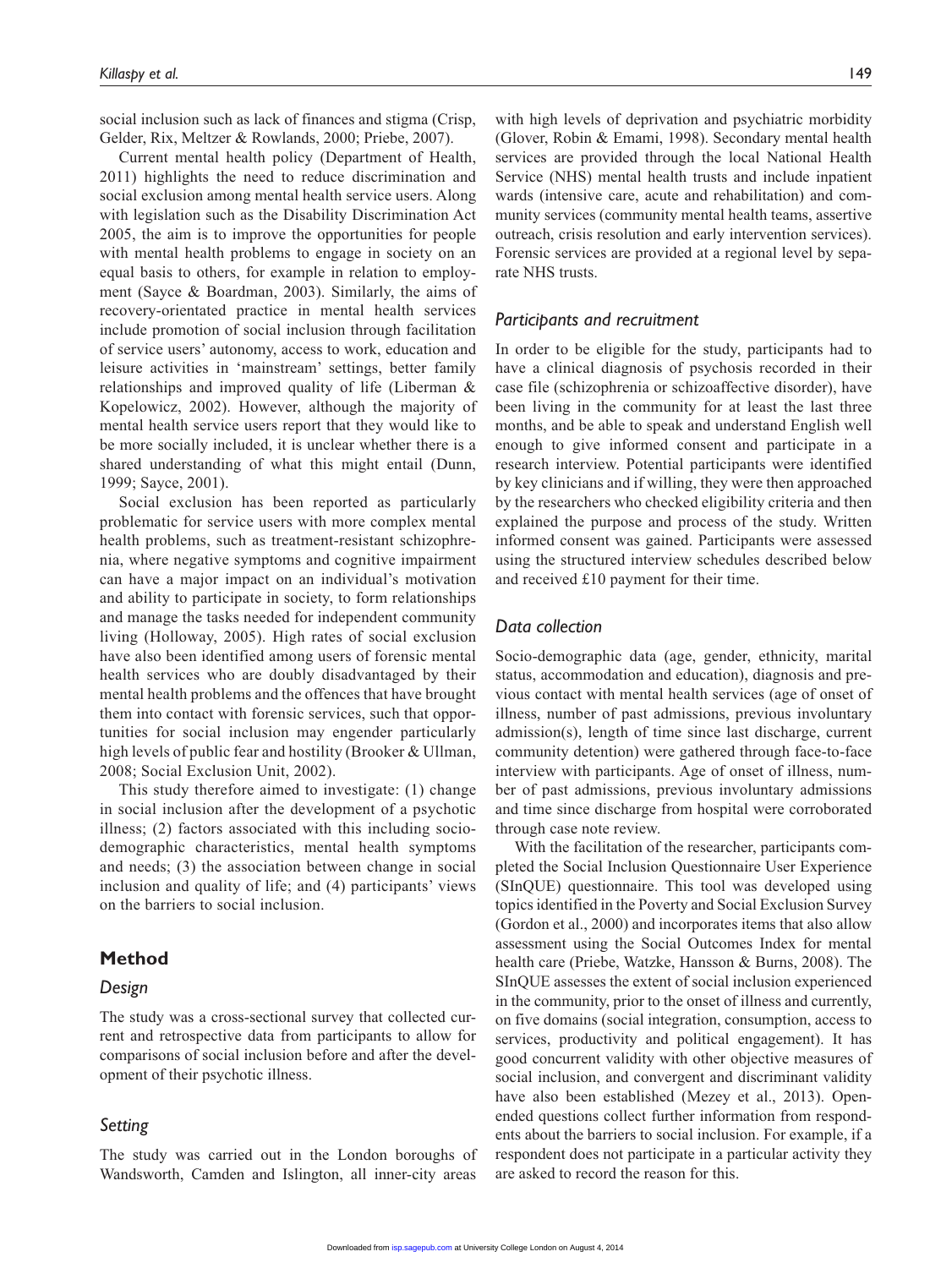social inclusion such as lack of finances and stigma (Crisp, Gelder, Rix, Meltzer & Rowlands, 2000; Priebe, 2007).

Current mental health policy (Department of Health, 2011) highlights the need to reduce discrimination and social exclusion among mental health service users. Along with legislation such as the Disability Discrimination Act 2005, the aim is to improve the opportunities for people with mental health problems to engage in society on an equal basis to others, for example in relation to employment (Sayce & Boardman, 2003). Similarly, the aims of recovery-orientated practice in mental health services include promotion of social inclusion through facilitation of service users' autonomy, access to work, education and leisure activities in 'mainstream' settings, better family relationships and improved quality of life (Liberman & Kopelowicz, 2002). However, although the majority of mental health service users report that they would like to be more socially included, it is unclear whether there is a shared understanding of what this might entail (Dunn, 1999; Sayce, 2001).

Social exclusion has been reported as particularly problematic for service users with more complex mental health problems, such as treatment-resistant schizophrenia, where negative symptoms and cognitive impairment can have a major impact on an individual's motivation and ability to participate in society, to form relationships and manage the tasks needed for independent community living (Holloway, 2005). High rates of social exclusion have also been identified among users of forensic mental health services who are doubly disadvantaged by their mental health problems and the offences that have brought them into contact with forensic services, such that opportunities for social inclusion may engender particularly high levels of public fear and hostility (Brooker & Ullman, 2008; Social Exclusion Unit, 2002).

This study therefore aimed to investigate: (1) change in social inclusion after the development of a psychotic illness; (2) factors associated with this including socio-demographic characteristics, mental health symptoms and needs; (3) the association between change in social inclusion and quality of life; and (4) participants' views on the barriers to social inclusion.

## Method

### Design

The study was a cross-sectional survey that collected current and retrospective data from participants to allow for comparisons of social inclusion before and after the development of their psychotic illness.

### Setting

The study was carried out in the London boroughs of Wandsworth, Camden and Islington, all inner-city areas with high levels of deprivation and psychiatric morbidity (Glover, Robin & Emami, 1998). Secondary mental health services are provided through the local National Health Service (NHS) mental health trusts and include inpatient wards (intensive care, acute and rehabilitation) and community services (community mental health teams, assertive outreach, crisis resolution and early intervention services). Forensic services are provided at a regional level by separate NHS trusts.

### Participants and recruitment

In order to be eligible for the study, participants had to have a clinical diagnosis of psychosis recorded in their case file (schizophrenia or schizoaffective disorder), have been living in the community for at least the last three months, and be able to speak and understand English well enough to give informed consent and participate in a research interview. Potential participants were identified by key clinicians and if willing, they were then approached by the researchers who checked eligibility criteria and then explained the purpose and process of the study. Written informed consent was gained. Participants were assessed using the structured interview schedules described below and received £10 payment for their time.

### Data collection

Socio-demographic data (age, gender, ethnicity, marital status, accommodation and education), diagnosis and previous contact with mental health services (age of onset of illness, number of past admissions, previous involuntary admission(s), length of time since last discharge, current community detention) were gathered through face-to-face interview with participants. Age of onset of illness, number of past admissions, previous involuntary admissions and time since discharge from hospital were corroborated through case note review.

With the facilitation of the researcher, participants completed the Social Inclusion Questionnaire User Experience (SInQUE) questionnaire. This tool was developed using topics identified in the Poverty and Social Exclusion Survey (Gordon et al., 2000) and incorporates items that also allow assessment using the Social Outcomes Index for mental health care (Priebe, Watzke, Hansson & Burns, 2008). The SInQUE assesses the extent of social inclusion experienced in the community, prior to the onset of illness and currently, on five domains (social integration, consumption, access to services, productivity and political engagement). It has good concurrent validity with other objective measures of social inclusion, and convergent and discriminant validity have also been established (Mezey et al., 2013). Open-ended questions collect further information from respondents about the barriers to social inclusion. For example, if a respondent does not participate in a particular activity they are asked to record the reason for this.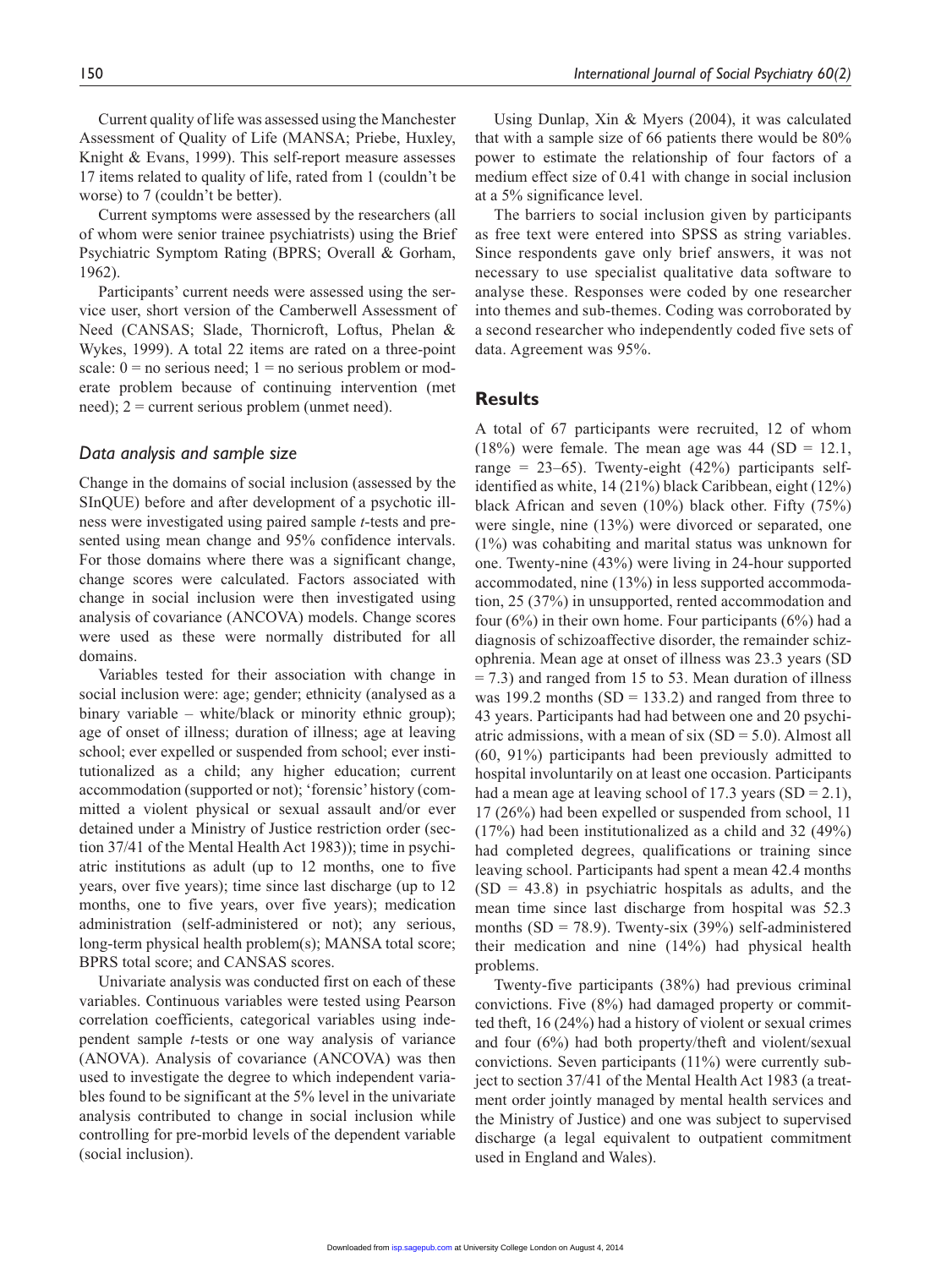Current quality of life was assessed using the Manchester Assessment of Quality of Life (MANSA; Priebe, Huxley, Knight & Evans, 1999). This self-report measure assesses 17 items related to quality of life, rated from 1 (couldn't be worse) to 7 (couldn't be better).

Current symptoms were assessed by the researchers (all of whom were senior trainee psychiatrists) using the Brief Psychiatric Symptom Rating (BPRS; Overall & Gorham, 1962).

Participants' current needs were assessed using the service user, short version of the Camberwell Assessment of Need (CANSAS; Slade, Thornicroft, Loftus, Phelan & Wykes, 1999). A total 22 items are rated on a three-point scale: 0 = no serious need; 1 = no serious problem or moderate problem because of continuing intervention (met need); 2 = current serious problem (unmet need).

### *Data analysis and sample size*

Change in the domains of social inclusion (assessed by the SInQUE) before and after development of a psychotic illness were investigated using paired sample *t*-tests and presented using mean change and 95% confidence intervals. For those domains where there was a significant change, change scores were calculated. Factors associated with change in social inclusion were then investigated using analysis of covariance (ANCOVA) models. Change scores were used as these were normally distributed for all domains.

Variables tested for their association with change in social inclusion were: age; gender; ethnicity (analysed as a binary variable – white/black or minority ethnic group); age of onset of illness; duration of illness; age at leaving school; ever expelled or suspended from school; ever institutionalized as a child; any higher education; current accommodation (supported or not); 'forensic' history (committed a violent physical or sexual assault and/or ever detained under a Ministry of Justice restriction order (section 37/41 of the Mental Health Act 1983)); time in psychiatric institutions as adult (up to 12 months, one to five years, over five years); time since last discharge (up to 12 months, one to five years, over five years); medication administration (self-administered or not); any serious, long-term physical health problem(s); MANSA total score; BPRS total score; and CANSAS scores.

Univariate analysis was conducted first on each of these variables. Continuous variables were tested using Pearson correlation coefficients, categorical variables using independent sample *t*-tests or one way analysis of variance (ANOVA). Analysis of covariance (ANCOVA) was then used to investigate the degree to which independent variables found to be significant at the 5% level in the univariate analysis contributed to change in social inclusion while controlling for pre-morbid levels of the dependent variable (social inclusion).

Using Dunlap, Xin & Myers (2004), it was calculated that with a sample size of 66 patients there would be 80% power to estimate the relationship of four factors of a medium effect size of 0.41 with change in social inclusion at a 5% significance level.

The barriers to social inclusion given by participants as free text were entered into SPSS as string variables. Since respondents gave only brief answers, it was not necessary to use specialist qualitative data software to analyse these. Responses were coded by one researcher into themes and sub-themes. Coding was corroborated by a second researcher who independently coded five sets of data. Agreement was 95%.

## Results

A total of 67 participants were recruited, 12 of whom (18%) were female. The mean age was 44 (SD = 12.1, range = 23–65). Twenty-eight (42%) participants self-identified as white, 14 (21%) black Caribbean, eight (12%) black African and seven (10%) black other. Fifty (75%) were single, nine (13%) were divorced or separated, one (1%) was cohabiting and marital status was unknown for one. Twenty-nine (43%) were living in 24-hour supported accommodated, nine (13%) in less supported accommodation, 25 (37%) in unsupported, rented accommodation and four (6%) in their own home. Four participants (6%) had a diagnosis of schizoaffective disorder, the remainder schizophrenia. Mean age at onset of illness was 23.3 years (SD = 7.3) and ranged from 15 to 53. Mean duration of illness was 199.2 months (SD = 133.2) and ranged from three to 43 years. Participants had had between one and 20 psychiatric admissions, with a mean of six (SD = 5.0). Almost all (60, 91%) participants had been previously admitted to hospital involuntarily on at least one occasion. Participants had a mean age at leaving school of 17.3 years (SD = 2.1), 17 (26%) had been expelled or suspended from school, 11 (17%) had been institutionalized as a child and 32 (49%) had completed degrees, qualifications or training since leaving school. Participants had spent a mean 42.4 months (SD = 43.8) in psychiatric hospitals as adults, and the mean time since last discharge from hospital was 52.3 months (SD = 78.9). Twenty-six (39%) self-administered their medication and nine (14%) had physical health problems.

Twenty-five participants (38%) had previous criminal convictions. Five (8%) had damaged property or committed theft, 16 (24%) had a history of violent or sexual crimes and four (6%) had both property/theft and violent/sexual convictions. Seven participants (11%) were currently subject to section 37/41 of the Mental Health Act 1983 (a treatment order jointly managed by mental health services and the Ministry of Justice) and one was subject to supervised discharge (a legal equivalent to outpatient commitment used in England and Wales).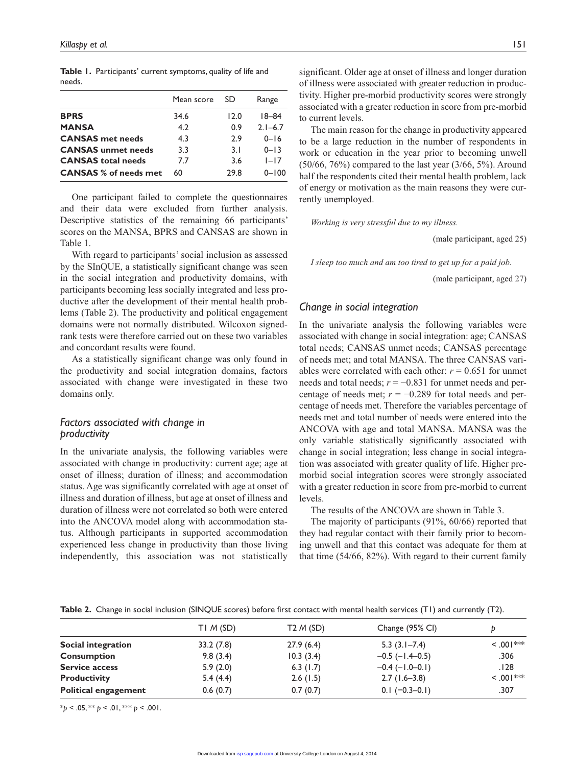**Table 1.** Participants' current symptoms, quality of life and needs.

| | Mean score | SD | Range |
|---|---|---|---|
| **BPRS** | 34.6 | 12.0 | 18–84 |
| **MANSA** | 4.2 | 0.9 | 2.1–6.7 |
| **CANSAS met needs** | 4.3 | 2.9 | 0–16 |
| **CANSAS unmet needs** | 3.3 | 3.1 | 0–13 |
| **CANSAS total needs** | 7.7 | 3.6 | 1–17 |
| **CANSAS % of needs met** | 60 | 29.8 | 0–100 |

One participant failed to complete the questionnaires and their data were excluded from further analysis. Descriptive statistics of the remaining 66 participants' scores on the MANSA, BPRS and CANSAS are shown in Table 1.

With regard to participants' social inclusion as assessed by the SInQUE, a statistically significant change was seen in the social integration and productivity domains, with participants becoming less socially integrated and less productive after the development of their mental health problems (Table 2). The productivity and political engagement domains were not normally distributed. Wilcoxon signed-rank tests were therefore carried out on these two variables and concordant results were found.

As a statistically significant change was only found in the productivity and social integration domains, factors associated with change were investigated in these two domains only.

## *Factors associated with change in productivity*

In the univariate analysis, the following variables were associated with change in productivity: current age; age at onset of illness; duration of illness; and accommodation status. Age was significantly correlated with age at onset of illness and duration of illness, but age at onset of illness and duration of illness were not correlated so both were entered into the ANCOVA model along with accommodation status. Although participants in supported accommodation experienced less change in productivity than those living independently, this association was not statistically significant. Older age at onset of illness and longer duration of illness were associated with greater reduction in productivity. Higher pre-morbid productivity scores were strongly associated with a greater reduction in score from pre-morbid to current levels.

The main reason for the change in productivity appeared to be a large reduction in the number of respondents in work or education in the year prior to becoming unwell (50/66, 76%) compared to the last year (3/66, 5%). Around half the respondents cited their mental health problem, lack of energy or motivation as the main reasons they were currently unemployed.

> *Working is very stressful due to my illness.*
>
> (male participant, aged 25)

> *I sleep too much and am too tired to get up for a paid job.*
>
> (male participant, aged 27)

## *Change in social integration*

In the univariate analysis the following variables were associated with change in social integration: age; CANSAS total needs; CANSAS unmet needs; CANSAS percentage of needs met; and total MANSA. The three CANSAS variables were correlated with each other: $r = 0.651$ for unmet needs and total needs; $r = -0.831$ for unmet needs and percentage of needs met; $r = -0.289$ for total needs and percentage of needs met. Therefore the variables percentage of needs met and total number of needs were entered into the ANCOVA with age and total MANSA. MANSA was the only variable statistically significantly associated with change in social integration; less change in social integration was associated with greater quality of life. Higher pre-morbid social integration scores were strongly associated with a greater reduction in score from pre-morbid to current levels.

The results of the ANCOVA are shown in Table 3.

The majority of participants (91%, 60/66) reported that they had regular contact with their family prior to becoming unwell and that this contact was adequate for them at that time (54/66, 82%). With regard to their current family

**Table 2.** Change in social inclusion (SINQUE scores) before first contact with mental health services (T1) and currently (T2).

| | T1 *M* (SD) | T2 *M* (SD) | Change (95% CI) | *p* |
|---|---|---|---|---|
| **Social integration** | 33.2 (7.8) | 27.9 (6.4) | 5.3 (3.1–7.4) | < .001*** |
| **Consumption** | 9.8 (3.4) | 10.3 (3.4) | −0.5 (−1.4–0.5) | .306 |
| **Service access** | 5.9 (2.0) | 6.3 (1.7) | −0.4 (−1.0–0.1) | .128 |
| **Productivity** | 5.4 (4.4) | 2.6 (1.5) | 2.7 (1.6–3.8) | < .001*** |
| **Political engagement** | 0.6 (0.7) | 0.7 (0.7) | 0.1 (−0.3–0.1) | .307 |

$^*p < .05$, $^{**}p < .01$, $^{***}p < .001$.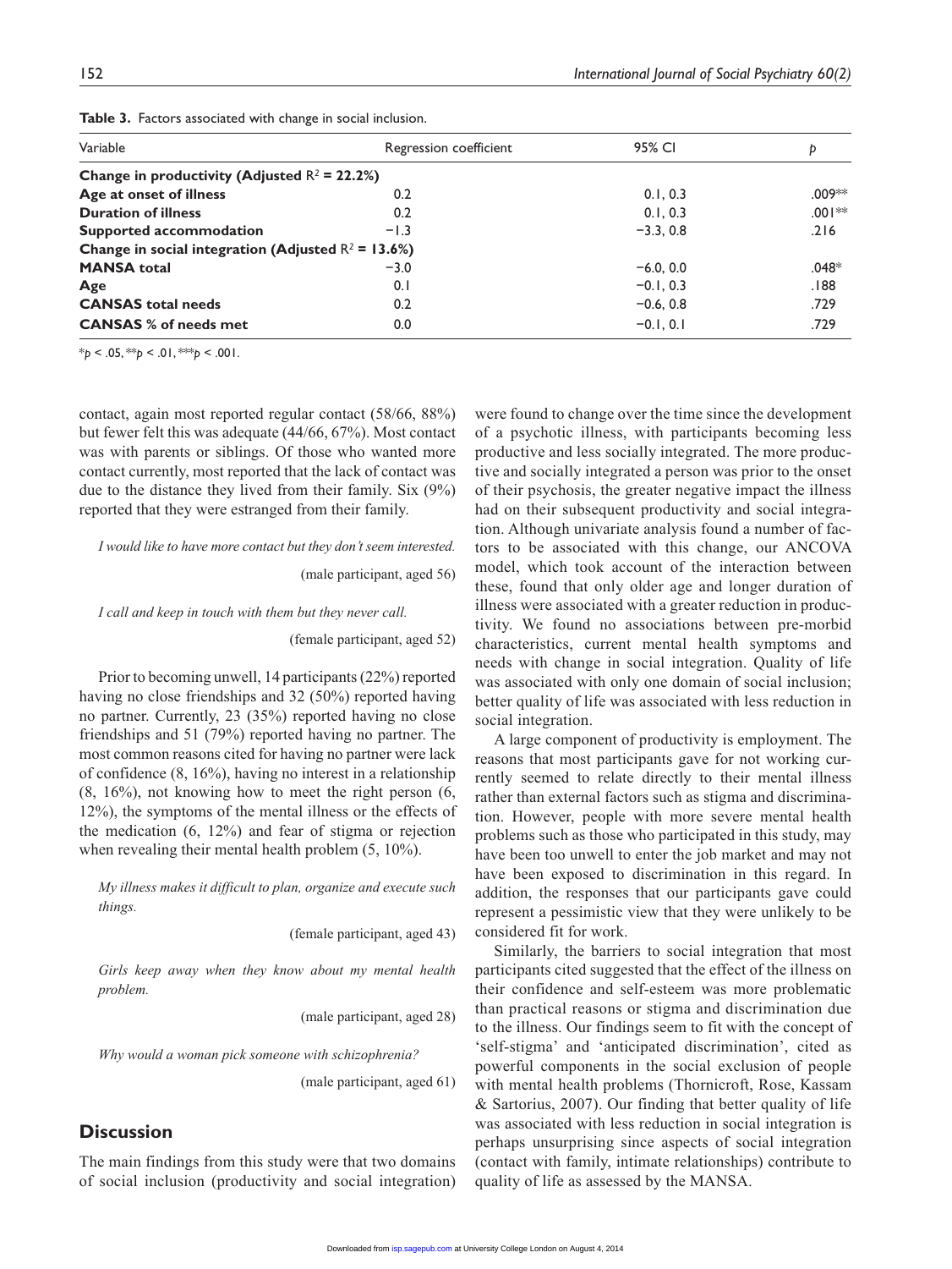**Table 3.** Factors associated with change in social inclusion.

| Variable | Regression coefficient | 95% CI | p |
|---|---|---|---|
| **Change in productivity (Adjusted $R^2$ = 22.2%)** | | | |
| **Age at onset of illness** | 0.2 | 0.1, 0.3 | .009** |
| **Duration of illness** | 0.2 | 0.1, 0.3 | .001** |
| **Supported accommodation** | −1.3 | −3.3, 0.8 | .216 |
| **Change in social integration (Adjusted $R^2$ = 13.6%)** | | | |
| **MANSA total** | −3.0 | −6.0, 0.0 | .048* |
| **Age** | 0.1 | −0.1, 0.3 | .188 |
| **CANSAS total needs** | 0.2 | −0.6, 0.8 | .729 |
| **CANSAS % of needs met** | 0.0 | −0.1, 0.1 | .729 |

*$p < .05$, **$p < .01$, ***$p < .001$.

contact, again most reported regular contact (58/66, 88%) but fewer felt this was adequate (44/66, 67%). Most contact was with parents or siblings. Of those who wanted more contact currently, most reported that the lack of contact was due to the distance they lived from their family. Six (9%) reported that they were estranged from their family.

> *I would like to have more contact but they don't seem interested.*
>
> (male participant, aged 56)

> *I call and keep in touch with them but they never call.*
>
> (female participant, aged 52)

Prior to becoming unwell, 14 participants (22%) reported having no close friendships and 32 (50%) reported having no partner. Currently, 23 (35%) reported having no close friendships and 51 (79%) reported having no partner. The most common reasons cited for having no partner were lack of confidence (8, 16%), having no interest in a relationship (8, 16%), not knowing how to meet the right person (6, 12%), the symptoms of the mental illness or the effects of the medication (6, 12%) and fear of stigma or rejection when revealing their mental health problem (5, 10%).

> *My illness makes it difficult to plan, organize and execute such things.*
>
> (female participant, aged 43)

> *Girls keep away when they know about my mental health problem.*
>
> (male participant, aged 28)

> *Why would a woman pick someone with schizophrenia?*
>
> (male participant, aged 61)

## Discussion

The main findings from this study were that two domains of social inclusion (productivity and social integration) were found to change over the time since the development of a psychotic illness, with participants becoming less productive and less socially integrated. The more productive and socially integrated a person was prior to the onset of their psychosis, the greater negative impact the illness had on their subsequent productivity and social integration. Although univariate analysis found a number of factors to be associated with this change, our ANCOVA model, which took account of the interaction between these, found that only older age and longer duration of illness were associated with a greater reduction in productivity. We found no associations between pre-morbid characteristics, current mental health symptoms and needs with change in social integration. Quality of life was associated with only one domain of social inclusion; better quality of life was associated with less reduction in social integration.

A large component of productivity is employment. The reasons that most participants gave for not working currently seemed to relate directly to their mental illness rather than external factors such as stigma and discrimination. However, people with more severe mental health problems such as those who participated in this study, may have been too unwell to enter the job market and may not have been exposed to discrimination in this regard. In addition, the responses that our participants gave could represent a pessimistic view that they were unlikely to be considered fit for work.

Similarly, the barriers to social integration that most participants cited suggested that the effect of the illness on their confidence and self-esteem was more problematic than practical reasons or stigma and discrimination due to the illness. Our findings seem to fit with the concept of 'self-stigma' and 'anticipated discrimination', cited as powerful components in the social exclusion of people with mental health problems (Thornicroft, Rose, Kassam & Sartorius, 2007). Our finding that better quality of life was associated with less reduction in social integration is perhaps unsurprising since aspects of social integration (contact with family, intimate relationships) contribute to quality of life as assessed by the MANSA.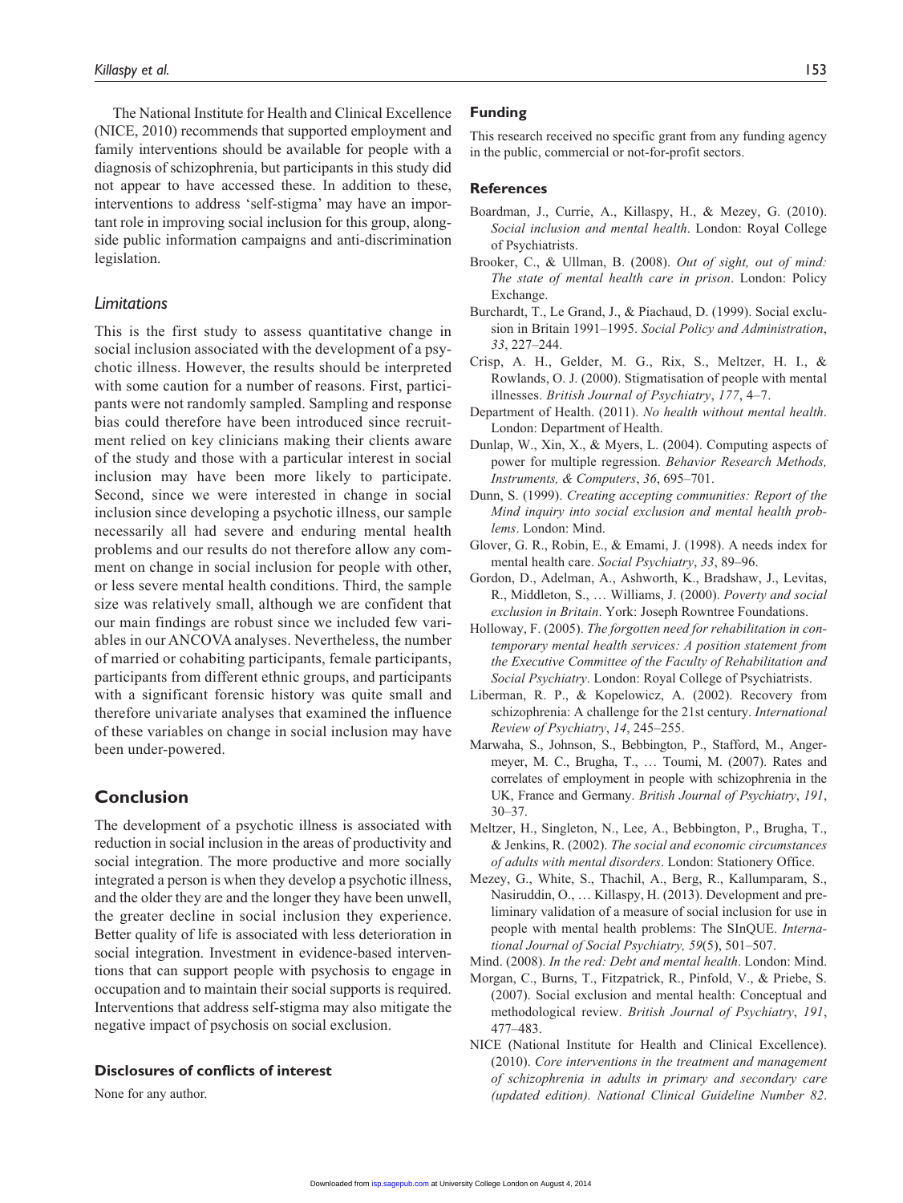The National Institute for Health and Clinical Excellence (NICE, 2010) recommends that supported employment and family interventions should be available for people with a diagnosis of schizophrenia, but participants in this study did not appear to have accessed these. In addition to these, interventions to address 'self-stigma' may have an important role in improving social inclusion for this group, alongside public information campaigns and anti-discrimination legislation.

### *Limitations*

This is the first study to assess quantitative change in social inclusion associated with the development of a psychotic illness. However, the results should be interpreted with some caution for a number of reasons. First, participants were not randomly sampled. Sampling and response bias could therefore have been introduced since recruitment relied on key clinicians making their clients aware of the study and those with a particular interest in social inclusion may have been more likely to participate. Second, since we were interested in change in social inclusion since developing a psychotic illness, our sample necessarily all had severe and enduring mental health problems and our results do not therefore allow any comment on change in social inclusion for people with other, or less severe mental health conditions. Third, the sample size was relatively small, although we are confident that our main findings are robust since we included few variables in our ANCOVA analyses. Nevertheless, the number of married or cohabiting participants, female participants, participants from different ethnic groups, and participants with a significant forensic history was quite small and therefore univariate analyses that examined the influence of these variables on change in social inclusion may have been under-powered.

## Conclusion

The development of a psychotic illness is associated with reduction in social inclusion in the areas of productivity and social integration. The more productive and more socially integrated a person is when they develop a psychotic illness, and the older they are and the longer they have been unwell, the greater decline in social inclusion they experience. Better quality of life is associated with less deterioration in social integration. Investment in evidence-based interventions that can support people with psychosis to engage in occupation and to maintain their social supports is required. Interventions that address self-stigma may also mitigate the negative impact of psychosis on social exclusion.

#### Disclosures of conflicts of interest

None for any author.

#### Funding

This research received no specific grant from any funding agency in the public, commercial or not-for-profit sectors.

#### References

Boardman, J., Currie, A., Killaspy, H., & Mezey, G. (2010). *Social inclusion and mental health*. London: Royal College of Psychiatrists.

Brooker, C., & Ullman, B. (2008). *Out of sight, out of mind: The state of mental health care in prison*. London: Policy Exchange.

Burchardt, T., Le Grand, J., & Piachaud, D. (1999). Social exclusion in Britain 1991–1995. *Social Policy and Administration*, *33*, 227–244.

Crisp, A. H., Gelder, M. G., Rix, S., Meltzer, H. I., & Rowlands, O. J. (2000). Stigmatisation of people with mental illnesses. *British Journal of Psychiatry*, *177*, 4–7.

Department of Health. (2011). *No health without mental health*. London: Department of Health.

Dunlap, W., Xin, X., & Myers, L. (2004). Computing aspects of power for multiple regression. *Behavior Research Methods, Instruments, & Computers*, *36*, 695–701.

Dunn, S. (1999). *Creating accepting communities: Report of the Mind inquiry into social exclusion and mental health problems*. London: Mind.

Glover, G. R., Robin, E., & Emami, J. (1998). A needs index for mental health care. *Social Psychiatry*, *33*, 89–96.

Gordon, D., Adelman, A., Ashworth, K., Bradshaw, J., Levitas, R., Middleton, S., … Williams, J. (2000). *Poverty and social exclusion in Britain*. York: Joseph Rowntree Foundations.

Holloway, F. (2005). *The forgotten need for rehabilitation in contemporary mental health services: A position statement from the Executive Committee of the Faculty of Rehabilitation and Social Psychiatry*. London: Royal College of Psychiatrists.

Liberman, R. P., & Kopelowicz, A. (2002). Recovery from schizophrenia: A challenge for the 21st century. *International Review of Psychiatry*, *14*, 245–255.

Marwaha, S., Johnson, S., Bebbington, P., Stafford, M., Angermeyer, M. C., Brugha, T., … Toumi, M. (2007). Rates and correlates of employment in people with schizophrenia in the UK, France and Germany. *British Journal of Psychiatry*, *191*, 30–37.

Meltzer, H., Singleton, N., Lee, A., Bebbington, P., Brugha, T., & Jenkins, R. (2002). *The social and economic circumstances of adults with mental disorders*. London: Stationery Office.

Mezey, G., White, S., Thachil, A., Berg, R., Kallumparam, S., Nasiruddin, O., … Killaspy, H. (2013). Development and preliminary validation of a measure of social inclusion for use in people with mental health problems: The SInQUE. *International Journal of Social Psychiatry, 59*(5), 501–507.

Mind. (2008). *In the red: Debt and mental health*. London: Mind.

Morgan, C., Burns, T., Fitzpatrick, R., Pinfold, V., & Priebe, S. (2007). Social exclusion and mental health: Conceptual and methodological review. *British Journal of Psychiatry*, *191*, 477–483.

NICE (National Institute for Health and Clinical Excellence). (2010). *Core interventions in the treatment and management of schizophrenia in adults in primary and secondary care (updated edition). National Clinical Guideline Number 82*.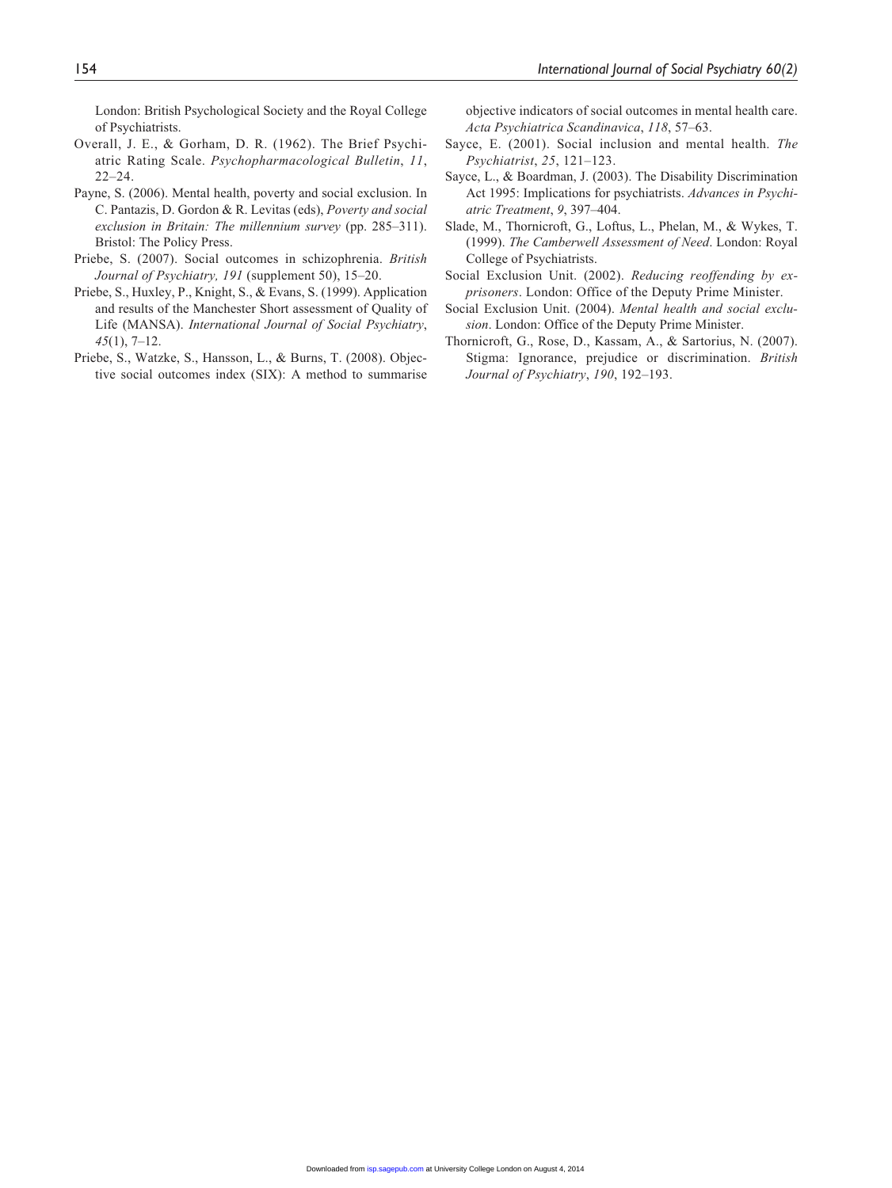London: British Psychological Society and the Royal College of Psychiatrists.

Overall, J. E., & Gorham, D. R. (1962). The Brief Psychiatric Rating Scale. *Psychopharmacological Bulletin*, *11*, 22–24.

Payne, S. (2006). Mental health, poverty and social exclusion. In C. Pantazis, D. Gordon & R. Levitas (eds), *Poverty and social exclusion in Britain: The millennium survey* (pp. 285–311). Bristol: The Policy Press.

Priebe, S. (2007). Social outcomes in schizophrenia. *British Journal of Psychiatry, 191* (supplement 50), 15–20.

Priebe, S., Huxley, P., Knight, S., & Evans, S. (1999). Application and results of the Manchester Short assessment of Quality of Life (MANSA). *International Journal of Social Psychiatry*, *45*(1), 7–12.

Priebe, S., Watzke, S., Hansson, L., & Burns, T. (2008). Objective social outcomes index (SIX): A method to summarise objective indicators of social outcomes in mental health care. *Acta Psychiatrica Scandinavica*, *118*, 57–63.

Sayce, E. (2001). Social inclusion and mental health. *The Psychiatrist*, *25*, 121–123.

Sayce, L., & Boardman, J. (2003). The Disability Discrimination Act 1995: Implications for psychiatrists. *Advances in Psychiatric Treatment*, *9*, 397–404.

Slade, M., Thornicroft, G., Loftus, L., Phelan, M., & Wykes, T. (1999). *The Camberwell Assessment of Need*. London: Royal College of Psychiatrists.

Social Exclusion Unit. (2002). *Reducing reoffending by ex-prisoners*. London: Office of the Deputy Prime Minister.

Social Exclusion Unit. (2004). *Mental health and social exclusion*. London: Office of the Deputy Prime Minister.

Thornicroft, G., Rose, D., Kassam, A., & Sartorius, N. (2007). Stigma: Ignorance, prejudice or discrimination. *British Journal of Psychiatry*, *190*, 192–193.